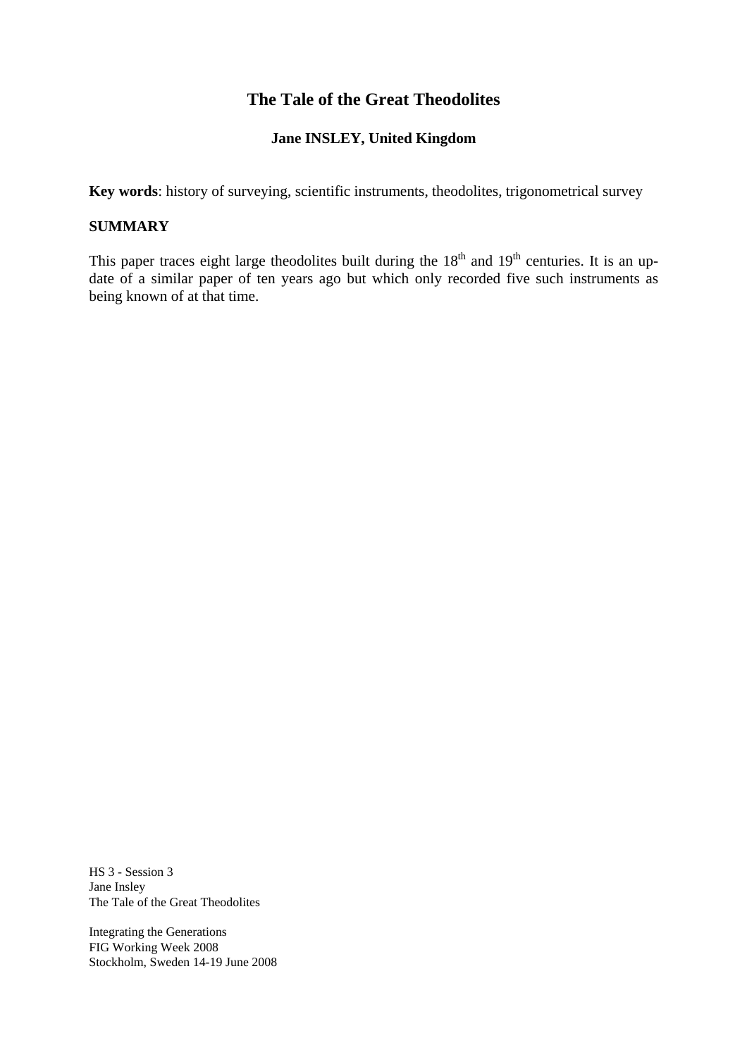# The Tale of the Great Theodolites

**Jane INSLEY, United Kingdom**

**Key words**: history of surveying, scientific instruments, theodolites, trigonometrical survey

## SUMMARY

This paper traces eight large theodolites built during the 18th and 19th centuries. It is an up-date of a similar paper of ten years ago but which only recorded five such instruments as being known of at that time.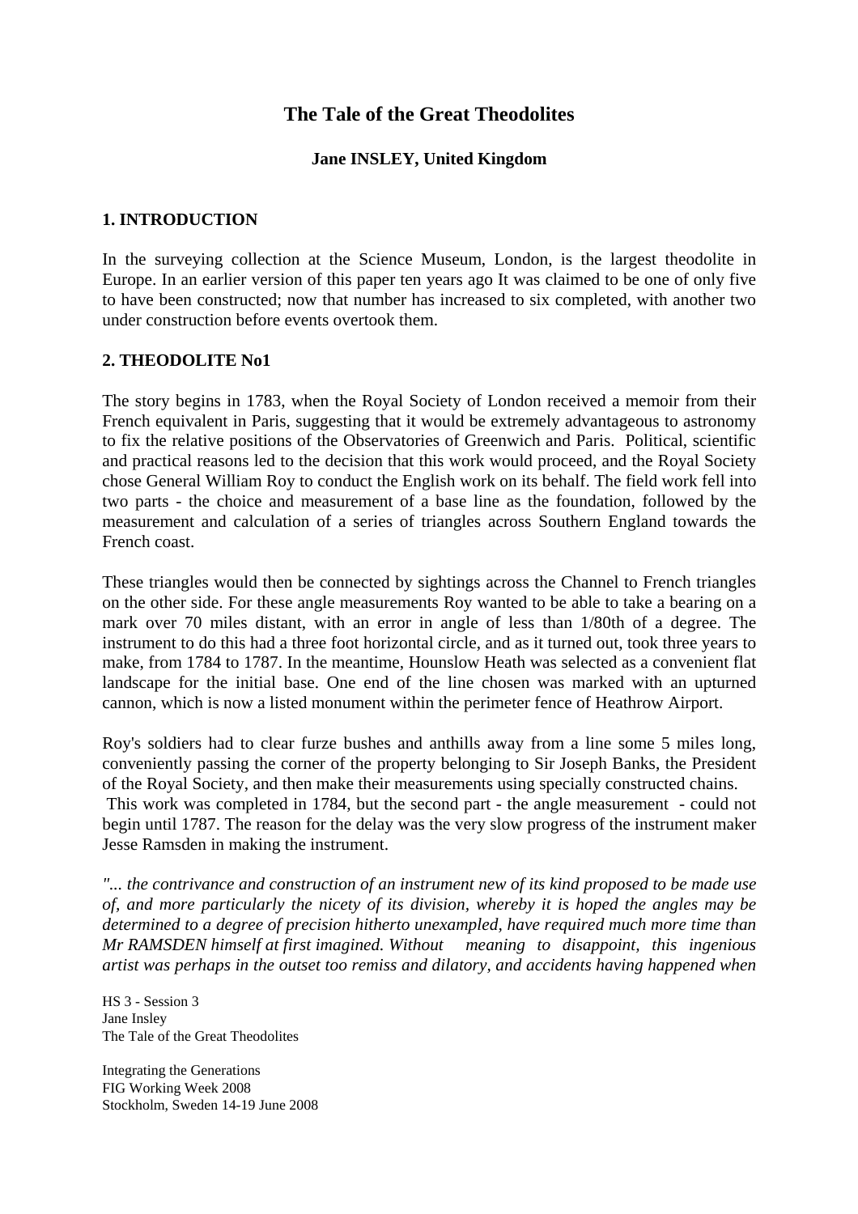# The Tale of the Great Theodolites

**Jane INSLEY, United Kingdom**

## 1. INTRODUCTION

In the surveying collection at the Science Museum, London, is the largest theodolite in Europe. In an earlier version of this paper ten years ago It was claimed to be one of only five to have been constructed; now that number has increased to six completed, with another two under construction before events overtook them.

## 2. THEODOLITE No1

The story begins in 1783, when the Royal Society of London received a memoir from their French equivalent in Paris, suggesting that it would be extremely advantageous to astronomy to fix the relative positions of the Observatories of Greenwich and Paris. Political, scientific and practical reasons led to the decision that this work would proceed, and the Royal Society chose General William Roy to conduct the English work on its behalf. The field work fell into two parts - the choice and measurement of a base line as the foundation, followed by the measurement and calculation of a series of triangles across Southern England towards the French coast.

These triangles would then be connected by sightings across the Channel to French triangles on the other side. For these angle measurements Roy wanted to be able to take a bearing on a mark over 70 miles distant, with an error in angle of less than 1/80th of a degree. The instrument to do this had a three foot horizontal circle, and as it turned out, took three years to make, from 1784 to 1787. In the meantime, Hounslow Heath was selected as a convenient flat landscape for the initial base. One end of the line chosen was marked with an upturned cannon, which is now a listed monument within the perimeter fence of Heathrow Airport.

Roy's soldiers had to clear furze bushes and anthills away from a line some 5 miles long, conveniently passing the corner of the property belonging to Sir Joseph Banks, the President of the Royal Society, and then make their measurements using specially constructed chains. This work was completed in 1784, but the second part - the angle measurement - could not begin until 1787. The reason for the delay was the very slow progress of the instrument maker Jesse Ramsden in making the instrument.

*"... the contrivance and construction of an instrument new of its kind proposed to be made use of, and more particularly the nicety of its division, whereby it is hoped the angles may be determined to a degree of precision hitherto unexampled, have required much more time than Mr RAMSDEN himself at first imagined. Without meaning to disappoint, this ingenious artist was perhaps in the outset too remiss and dilatory, and accidents having happened when*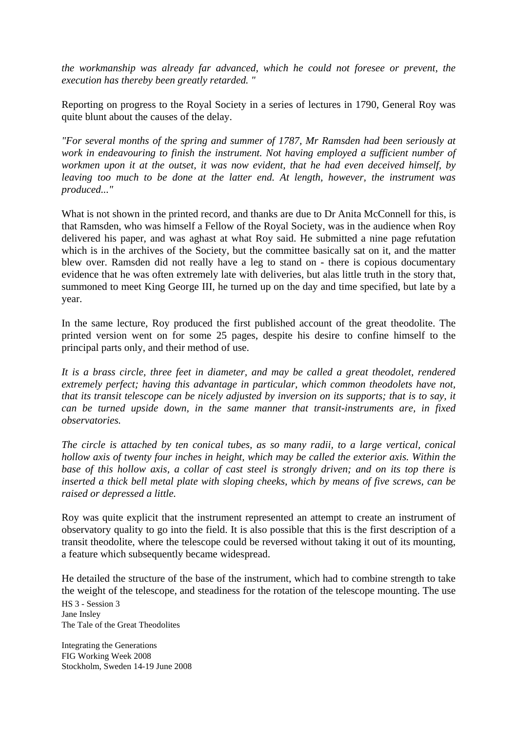*the workmanship was already far advanced, which he could not foresee or prevent, the execution has thereby been greatly retarded. "*

Reporting on progress to the Royal Society in a series of lectures in 1790, General Roy was quite blunt about the causes of the delay.

*"For several months of the spring and summer of 1787, Mr Ramsden had been seriously at work in endeavouring to finish the instrument. Not having employed a sufficient number of workmen upon it at the outset, it was now evident, that he had even deceived himself, by leaving too much to be done at the latter end. At length, however, the instrument was produced..."*

What is not shown in the printed record, and thanks are due to Dr Anita McConnell for this, is that Ramsden, who was himself a Fellow of the Royal Society, was in the audience when Roy delivered his paper, and was aghast at what Roy said. He submitted a nine page refutation which is in the archives of the Society, but the committee basically sat on it, and the matter blew over. Ramsden did not really have a leg to stand on - there is copious documentary evidence that he was often extremely late with deliveries, but alas little truth in the story that, summoned to meet King George III, he turned up on the day and time specified, but late by a year.

In the same lecture, Roy produced the first published account of the great theodolite. The printed version went on for some 25 pages, despite his desire to confine himself to the principal parts only, and their method of use.

*It is a brass circle, three feet in diameter, and may be called a great theodolet, rendered extremely perfect; having this advantage in particular, which common theodolets have not, that its transit telescope can be nicely adjusted by inversion on its supports; that is to say, it can be turned upside down, in the same manner that transit-instruments are, in fixed observatories.*

*The circle is attached by ten conical tubes, as so many radii, to a large vertical, conical hollow axis of twenty four inches in height, which may be called the exterior axis. Within the base of this hollow axis, a collar of cast steel is strongly driven; and on its top there is inserted a thick bell metal plate with sloping cheeks, which by means of five screws, can be raised or depressed a little.*

Roy was quite explicit that the instrument represented an attempt to create an instrument of observatory quality to go into the field. It is also possible that this is the first description of a transit theodolite, where the telescope could be reversed without taking it out of its mounting, a feature which subsequently became widespread.

He detailed the structure of the base of the instrument, which had to combine strength to take the weight of the telescope, and steadiness for the rotation of the telescope mounting. The use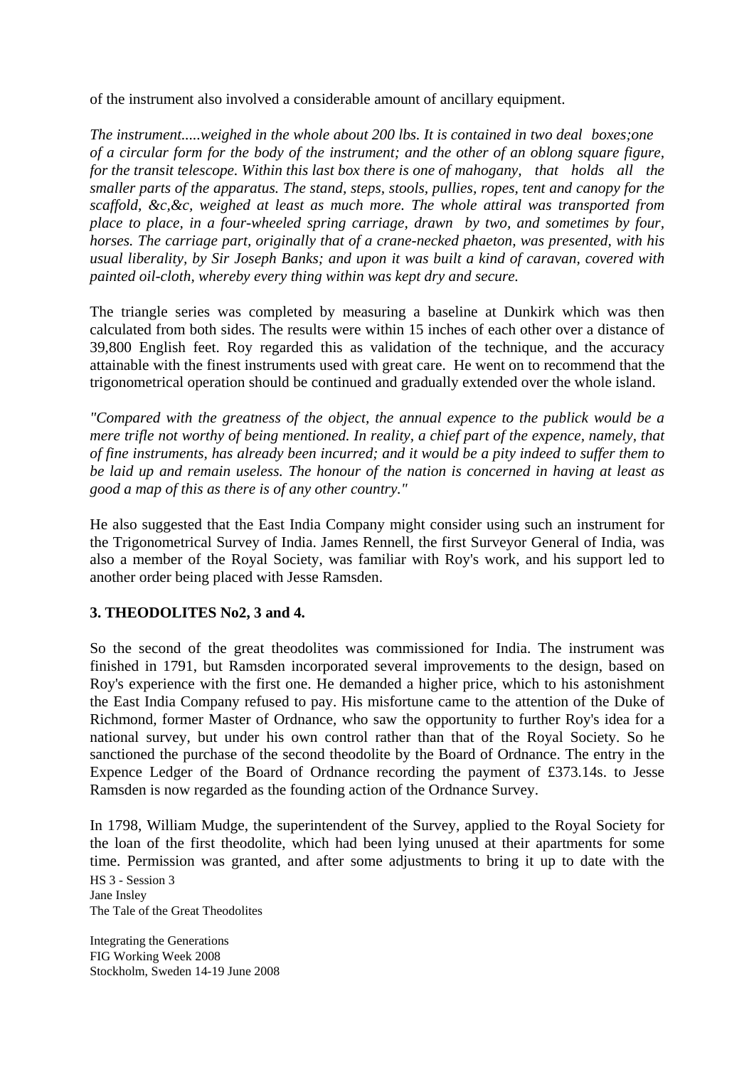of the instrument also involved a considerable amount of ancillary equipment.

*The instrument.....weighed in the whole about 200 lbs. It is contained in two deal boxes;one of a circular form for the body of the instrument; and the other of an oblong square figure, for the transit telescope. Within this last box there is one of mahogany, that holds all the smaller parts of the apparatus. The stand, steps, stools, pullies, ropes, tent and canopy for the scaffold, &c,&c, weighed at least as much more. The whole attiral was transported from place to place, in a four-wheeled spring carriage, drawn by two, and sometimes by four, horses. The carriage part, originally that of a crane-necked phaeton, was presented, with his usual liberality, by Sir Joseph Banks; and upon it was built a kind of caravan, covered with painted oil-cloth, whereby every thing within was kept dry and secure.*

The triangle series was completed by measuring a baseline at Dunkirk which was then calculated from both sides. The results were within 15 inches of each other over a distance of 39,800 English feet. Roy regarded this as validation of the technique, and the accuracy attainable with the finest instruments used with great care. He went on to recommend that the trigonometrical operation should be continued and gradually extended over the whole island.

*"Compared with the greatness of the object, the annual expence to the publick would be a mere trifle not worthy of being mentioned. In reality, a chief part of the expence, namely, that of fine instruments, has already been incurred; and it would be a pity indeed to suffer them to be laid up and remain useless. The honour of the nation is concerned in having at least as good a map of this as there is of any other country."*

He also suggested that the East India Company might consider using such an instrument for the Trigonometrical Survey of India. James Rennell, the first Surveyor General of India, was also a member of the Royal Society, was familiar with Roy's work, and his support led to another order being placed with Jesse Ramsden.

## 3. THEODOLITES No2, 3 and 4.

So the second of the great theodolites was commissioned for India. The instrument was finished in 1791, but Ramsden incorporated several improvements to the design, based on Roy's experience with the first one. He demanded a higher price, which to his astonishment the East India Company refused to pay. His misfortune came to the attention of the Duke of Richmond, former Master of Ordnance, who saw the opportunity to further Roy's idea for a national survey, but under his own control rather than that of the Royal Society. So he sanctioned the purchase of the second theodolite by the Board of Ordnance. The entry in the Expence Ledger of the Board of Ordnance recording the payment of £373.14s. to Jesse Ramsden is now regarded as the founding action of the Ordnance Survey.

In 1798, William Mudge, the superintendent of the Survey, applied to the Royal Society for the loan of the first theodolite, which had been lying unused at their apartments for some time. Permission was granted, and after some adjustments to bring it up to date with the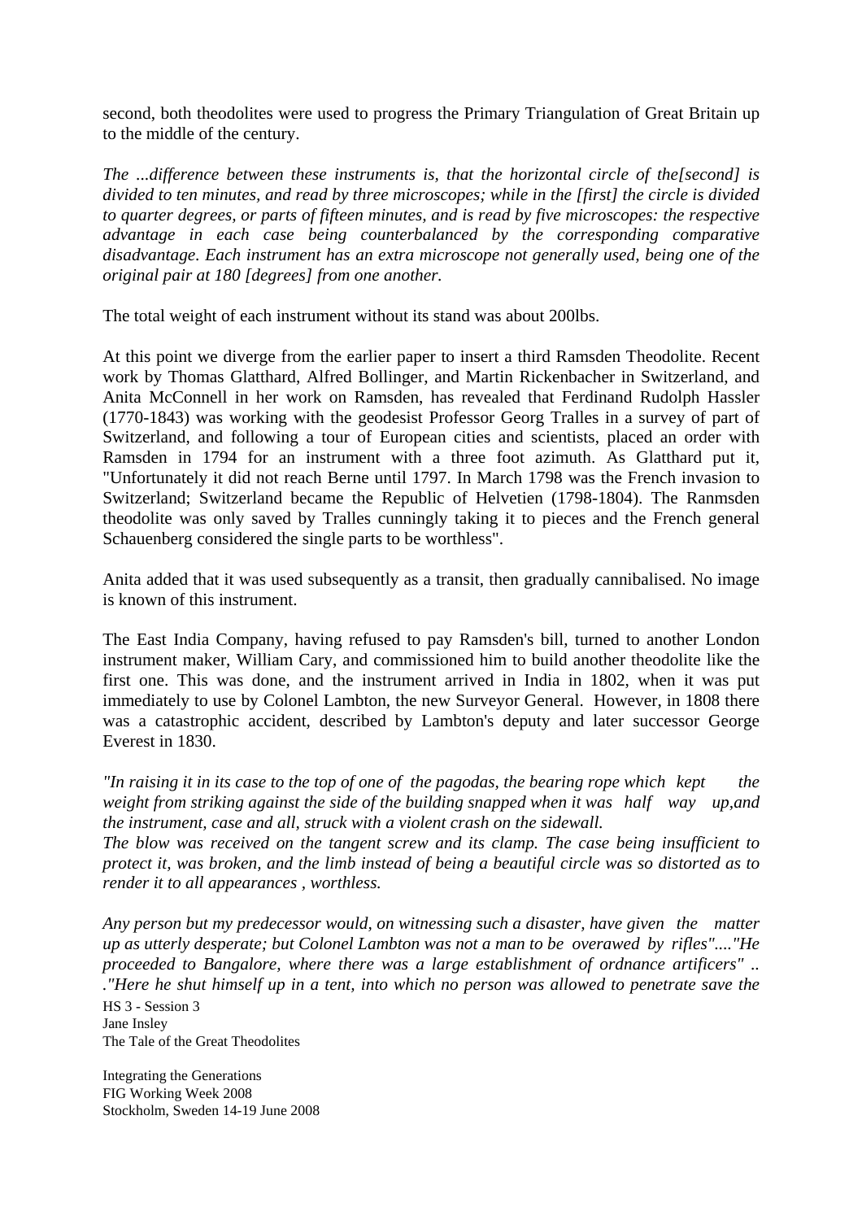second, both theodolites were used to progress the Primary Triangulation of Great Britain up to the middle of the century.

*The ...difference between these instruments is, that the horizontal circle of the[second] is divided to ten minutes, and read by three microscopes; while in the [first] the circle is divided to quarter degrees, or parts of fifteen minutes, and is read by five microscopes: the respective advantage in each case being counterbalanced by the corresponding comparative disadvantage. Each instrument has an extra microscope not generally used, being one of the original pair at 180 [degrees] from one another.*

The total weight of each instrument without its stand was about 200lbs.

At this point we diverge from the earlier paper to insert a third Ramsden Theodolite. Recent work by Thomas Glatthard, Alfred Bollinger, and Martin Rickenbacher in Switzerland, and Anita McConnell in her work on Ramsden, has revealed that Ferdinand Rudolph Hassler (1770-1843) was working with the geodesist Professor Georg Tralles in a survey of part of Switzerland, and following a tour of European cities and scientists, placed an order with Ramsden in 1794 for an instrument with a three foot azimuth. As Glatthard put it, "Unfortunately it did not reach Berne until 1797. In March 1798 was the French invasion to Switzerland; Switzerland became the Republic of Helvetien (1798-1804). The Ranmsden theodolite was only saved by Tralles cunningly taking it to pieces and the French general Schauenberg considered the single parts to be worthless".

Anita added that it was used subsequently as a transit, then gradually cannibalised. No image is known of this instrument.

The East India Company, having refused to pay Ramsden's bill, turned to another London instrument maker, William Cary, and commissioned him to build another theodolite like the first one. This was done, and the instrument arrived in India in 1802, when it was put immediately to use by Colonel Lambton, the new Surveyor General. However, in 1808 there was a catastrophic accident, described by Lambton's deputy and later successor George Everest in 1830.

*"In raising it in its case to the top of one of the pagodas, the bearing rope which kept the weight from striking against the side of the building snapped when it was half way up,and the instrument, case and all, struck with a violent crash on the sidewall.*
*The blow was received on the tangent screw and its clamp. The case being insufficient to protect it, was broken, and the limb instead of being a beautiful circle was so distorted as to render it to all appearances , worthless.*

*Any person but my predecessor would, on witnessing such a disaster, have given the matter up as utterly desperate; but Colonel Lambton was not a man to be overawed by rifles"...."He proceeded to Bangalore, where there was a large establishment of ordnance artificers" .. ."Here he shut himself up in a tent, into which no person was allowed to penetrate save the*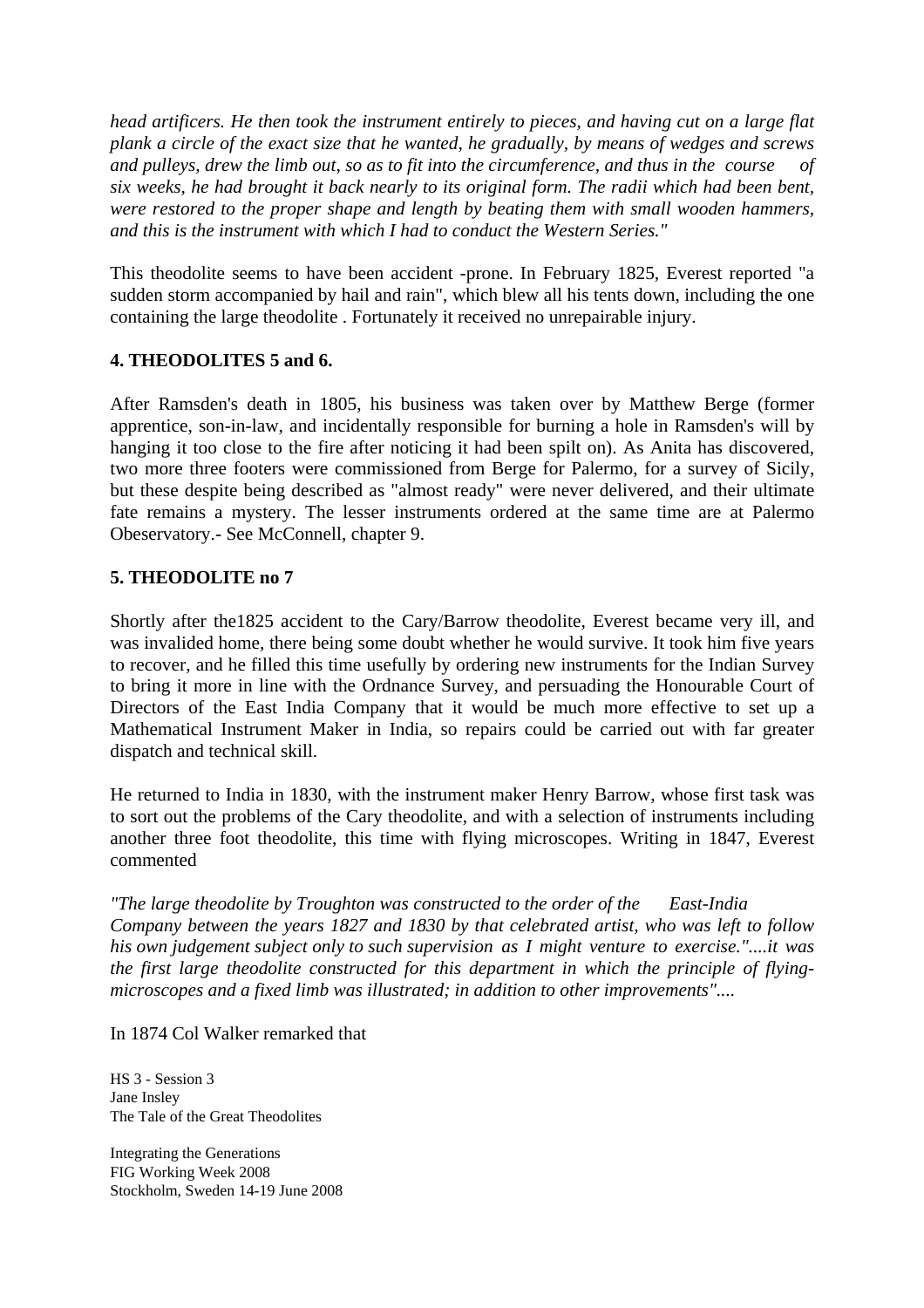*head artificers. He then took the instrument entirely to pieces, and having cut on a large flat plank a circle of the exact size that he wanted, he gradually, by means of wedges and screws and pulleys, drew the limb out, so as to fit into the circumference, and thus in the course of six weeks, he had brought it back nearly to its original form. The radii which had been bent, were restored to the proper shape and length by beating them with small wooden hammers, and this is the instrument with which I had to conduct the Western Series."*

This theodolite seems to have been accident -prone. In February 1825, Everest reported "a sudden storm accompanied by hail and rain", which blew all his tents down, including the one containing the large theodolite . Fortunately it received no unrepairable injury.

**4. THEODOLITES 5 and 6.**

After Ramsden's death in 1805, his business was taken over by Matthew Berge (former apprentice, son-in-law, and incidentally responsible for burning a hole in Ramsden's will by hanging it too close to the fire after noticing it had been spilt on). As Anita has discovered, two more three footers were commissioned from Berge for Palermo, for a survey of Sicily, but these despite being described as "almost ready" were never delivered, and their ultimate fate remains a mystery. The lesser instruments ordered at the same time are at Palermo Obeservatory.- See McConnell, chapter 9.

**5. THEODOLITE no 7**

Shortly after the1825 accident to the Cary/Barrow theodolite, Everest became very ill, and was invalided home, there being some doubt whether he would survive. It took him five years to recover, and he filled this time usefully by ordering new instruments for the Indian Survey to bring it more in line with the Ordnance Survey, and persuading the Honourable Court of Directors of the East India Company that it would be much more effective to set up a Mathematical Instrument Maker in India, so repairs could be carried out with far greater dispatch and technical skill.

He returned to India in 1830, with the instrument maker Henry Barrow, whose first task was to sort out the problems of the Cary theodolite, and with a selection of instruments including another three foot theodolite, this time with flying microscopes. Writing in 1847, Everest commented

*"The large theodolite by Troughton was constructed to the order of the East-India Company between the years 1827 and 1830 by that celebrated artist, who was left to follow his own judgement subject only to such supervision as I might venture to exercise."....it was the first large theodolite constructed for this department in which the principle of flying-microscopes and a fixed limb was illustrated; in addition to other improvements"....*

In 1874 Col Walker remarked that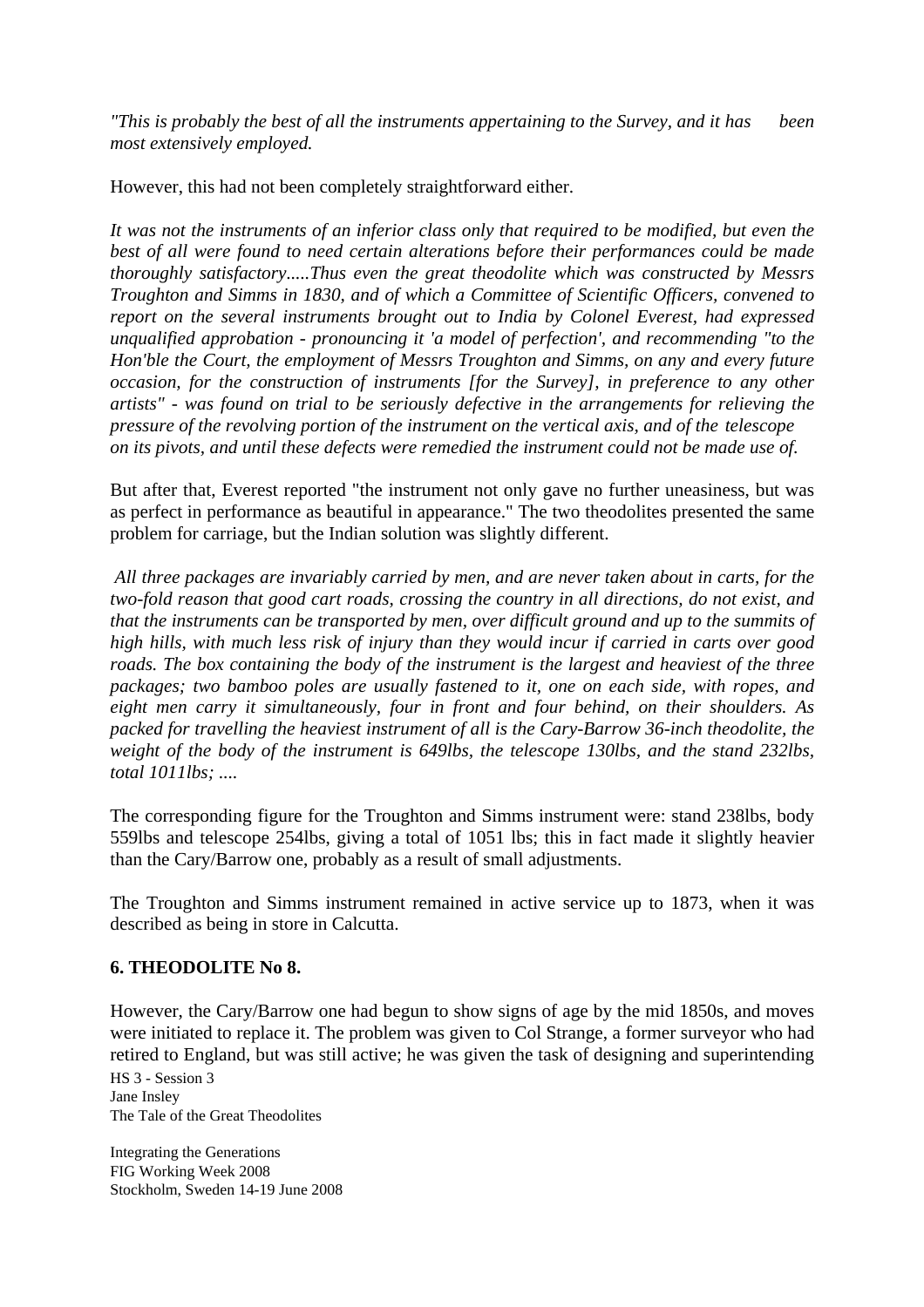*"This is probably the best of all the instruments appertaining to the Survey, and it has been most extensively employed.*

However, this had not been completely straightforward either.

*It was not the instruments of an inferior class only that required to be modified, but even the best of all were found to need certain alterations before their performances could be made thoroughly satisfactory.....Thus even the great theodolite which was constructed by Messrs Troughton and Simms in 1830, and of which a Committee of Scientific Officers, convened to report on the several instruments brought out to India by Colonel Everest, had expressed unqualified approbation - pronouncing it 'a model of perfection', and recommending "to the Hon'ble the Court, the employment of Messrs Troughton and Simms, on any and every future occasion, for the construction of instruments [for the Survey], in preference to any other artists" - was found on trial to be seriously defective in the arrangements for relieving the pressure of the revolving portion of the instrument on the vertical axis, and of the telescope on its pivots, and until these defects were remedied the instrument could not be made use of.*

But after that, Everest reported "the instrument not only gave no further uneasiness, but was as perfect in performance as beautiful in appearance." The two theodolites presented the same problem for carriage, but the Indian solution was slightly different.

*All three packages are invariably carried by men, and are never taken about in carts, for the two-fold reason that good cart roads, crossing the country in all directions, do not exist, and that the instruments can be transported by men, over difficult ground and up to the summits of high hills, with much less risk of injury than they would incur if carried in carts over good roads. The box containing the body of the instrument is the largest and heaviest of the three packages; two bamboo poles are usually fastened to it, one on each side, with ropes, and eight men carry it simultaneously, four in front and four behind, on their shoulders. As packed for travelling the heaviest instrument of all is the Cary-Barrow 36-inch theodolite, the weight of the body of the instrument is 649lbs, the telescope 130lbs, and the stand 232lbs, total 1011lbs; ....*

The corresponding figure for the Troughton and Simms instrument were: stand 238lbs, body 559lbs and telescope 254lbs, giving a total of 1051 lbs; this in fact made it slightly heavier than the Cary/Barrow one, probably as a result of small adjustments.

The Troughton and Simms instrument remained in active service up to 1873, when it was described as being in store in Calcutta.

## 6. THEODOLITE No 8.

However, the Cary/Barrow one had begun to show signs of age by the mid 1850s, and moves were initiated to replace it. The problem was given to Col Strange, a former surveyor who had retired to England, but was still active; he was given the task of designing and superintending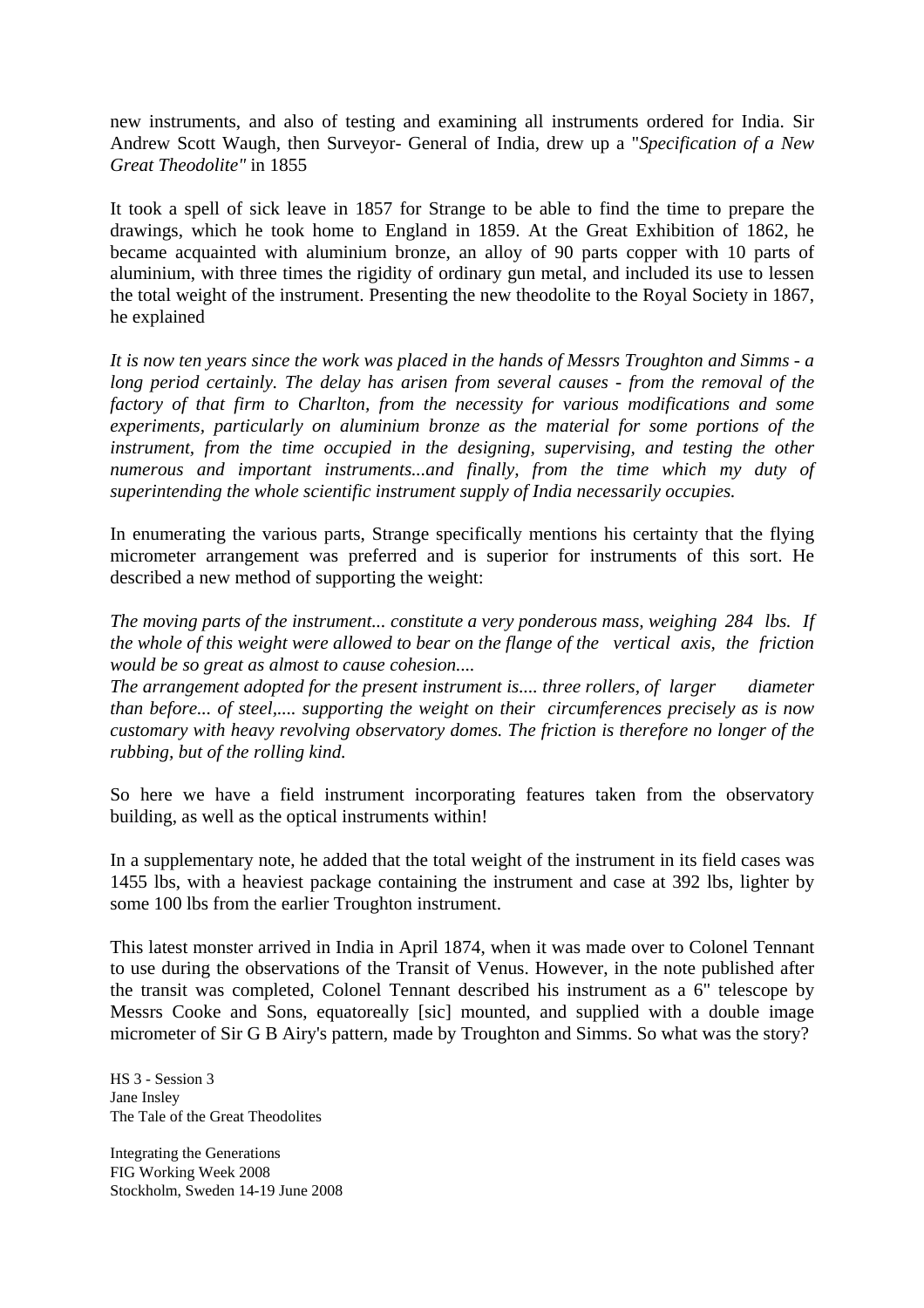new instruments, and also of testing and examining all instruments ordered for India. Sir Andrew Scott Waugh, then Surveyor- General of India, drew up a "*Specification of a New Great Theodolite"* in 1855

It took a spell of sick leave in 1857 for Strange to be able to find the time to prepare the drawings, which he took home to England in 1859. At the Great Exhibition of 1862, he became acquainted with aluminium bronze, an alloy of 90 parts copper with 10 parts of aluminium, with three times the rigidity of ordinary gun metal, and included its use to lessen the total weight of the instrument. Presenting the new theodolite to the Royal Society in 1867, he explained

*It is now ten years since the work was placed in the hands of Messrs Troughton and Simms - a long period certainly. The delay has arisen from several causes - from the removal of the factory of that firm to Charlton, from the necessity for various modifications and some experiments, particularly on aluminium bronze as the material for some portions of the instrument, from the time occupied in the designing, supervising, and testing the other numerous and important instruments...and finally, from the time which my duty of superintending the whole scientific instrument supply of India necessarily occupies.*

In enumerating the various parts, Strange specifically mentions his certainty that the flying micrometer arrangement was preferred and is superior for instruments of this sort. He described a new method of supporting the weight:

*The moving parts of the instrument... constitute a very ponderous mass, weighing 284 lbs. If the whole of this weight were allowed to bear on the flange of the vertical axis, the friction would be so great as almost to cause cohesion....*
*The arrangement adopted for the present instrument is.... three rollers, of larger diameter than before... of steel,.... supporting the weight on their circumferences precisely as is now customary with heavy revolving observatory domes. The friction is therefore no longer of the rubbing, but of the rolling kind.*

So here we have a field instrument incorporating features taken from the observatory building, as well as the optical instruments within!

In a supplementary note, he added that the total weight of the instrument in its field cases was 1455 lbs, with a heaviest package containing the instrument and case at 392 lbs, lighter by some 100 lbs from the earlier Troughton instrument.

This latest monster arrived in India in April 1874, when it was made over to Colonel Tennant to use during the observations of the Transit of Venus. However, in the note published after the transit was completed, Colonel Tennant described his instrument as a 6" telescope by Messrs Cooke and Sons, equatoreally [sic] mounted, and supplied with a double image micrometer of Sir G B Airy's pattern, made by Troughton and Simms. So what was the story?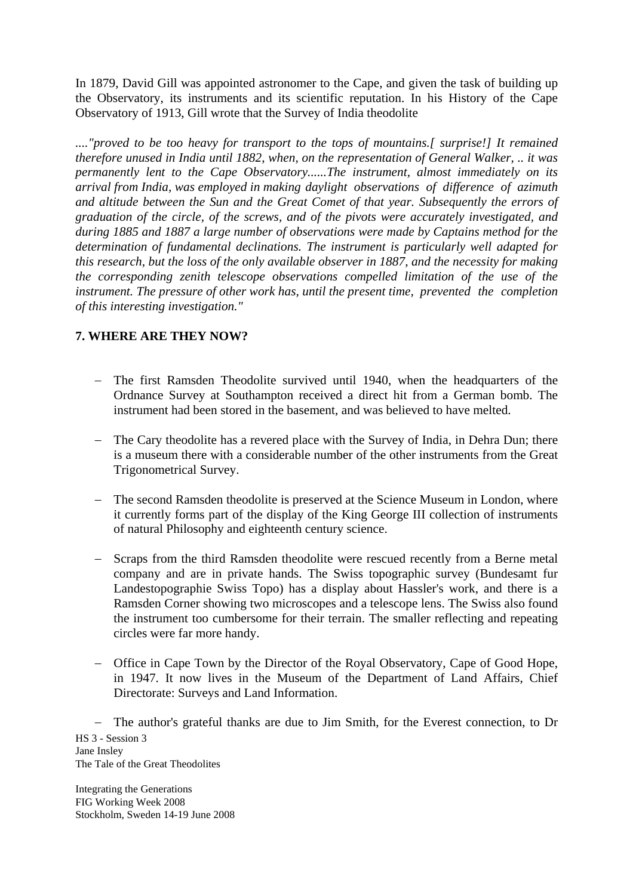In 1879, David Gill was appointed astronomer to the Cape, and given the task of building up the Observatory, its instruments and its scientific reputation. In his History of the Cape Observatory of 1913, Gill wrote that the Survey of India theodolite

*...."proved to be too heavy for transport to the tops of mountains.[ surprise!] It remained therefore unused in India until 1882, when, on the representation of General Walker, .. it was permanently lent to the Cape Observatory......The instrument, almost immediately on its arrival from India, was employed in making daylight observations of difference of azimuth and altitude between the Sun and the Great Comet of that year. Subsequently the errors of graduation of the circle, of the screws, and of the pivots were accurately investigated, and during 1885 and 1887 a large number of observations were made by Captains method for the determination of fundamental declinations. The instrument is particularly well adapted for this research, but the loss of the only available observer in 1887, and the necessity for making the corresponding zenith telescope observations compelled limitation of the use of the instrument. The pressure of other work has, until the present time, prevented the completion of this interesting investigation."*

## 7. WHERE ARE THEY NOW?

- The first Ramsden Theodolite survived until 1940, when the headquarters of the Ordnance Survey at Southampton received a direct hit from a German bomb. The instrument had been stored in the basement, and was believed to have melted.

- The Cary theodolite has a revered place with the Survey of India, in Dehra Dun; there is a museum there with a considerable number of the other instruments from the Great Trigonometrical Survey.

- The second Ramsden theodolite is preserved at the Science Museum in London, where it currently forms part of the display of the King George III collection of instruments of natural Philosophy and eighteenth century science.

- Scraps from the third Ramsden theodolite were rescued recently from a Berne metal company and are in private hands. The Swiss topographic survey (Bundesamt fur Landestopographie Swiss Topo) has a display about Hassler's work, and there is a Ramsden Corner showing two microscopes and a telescope lens. The Swiss also found the instrument too cumbersome for their terrain. The smaller reflecting and repeating circles were far more handy.

- Office in Cape Town by the Director of the Royal Observatory, Cape of Good Hope, in 1947. It now lives in the Museum of the Department of Land Affairs, Chief Directorate: Surveys and Land Information.

- The author's grateful thanks are due to Jim Smith, for the Everest connection, to Dr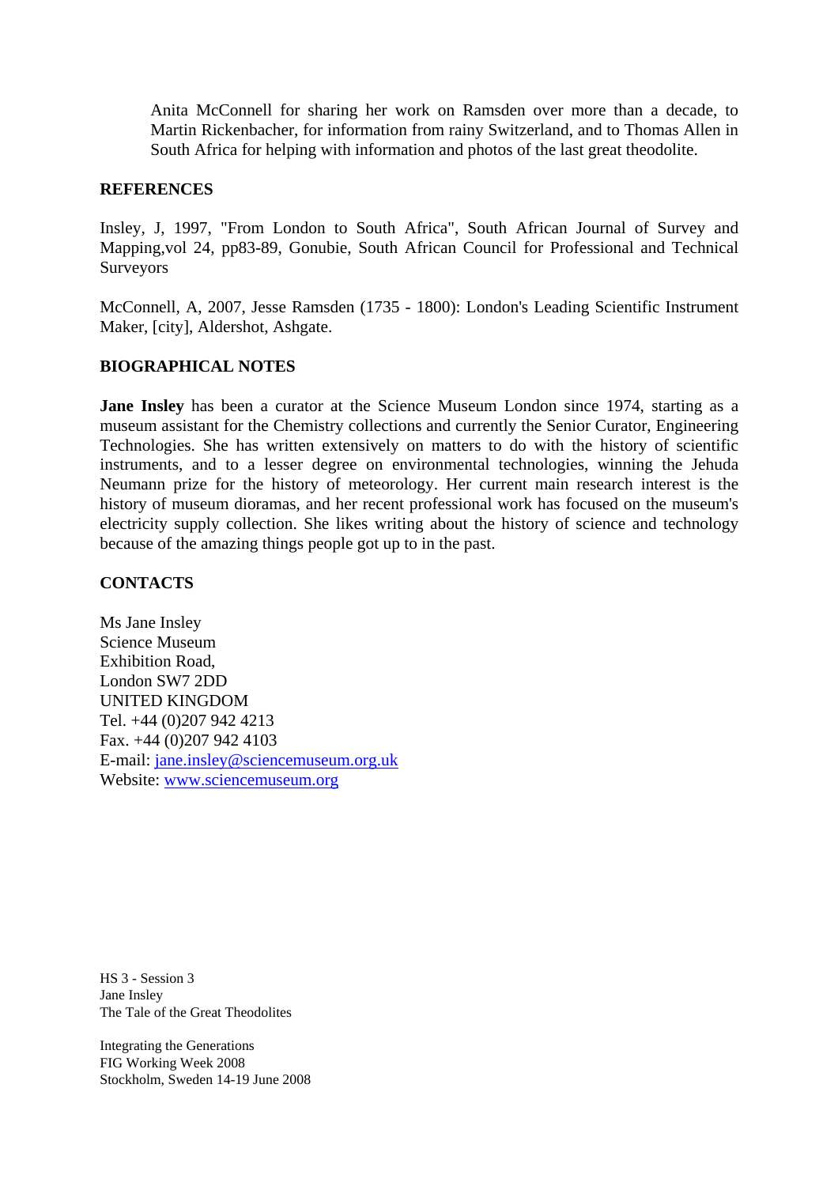Anita McConnell for sharing her work on Ramsden over more than a decade, to Martin Rickenbacher, for information from rainy Switzerland, and to Thomas Allen in South Africa for helping with information and photos of the last great theodolite.

## REFERENCES

Insley, J, 1997, "From London to South Africa", South African Journal of Survey and Mapping,vol 24, pp83-89, Gonubie, South African Council for Professional and Technical Surveyors

McConnell, A, 2007, Jesse Ramsden (1735 - 1800): London's Leading Scientific Instrument Maker, [city], Aldershot, Ashgate.

## BIOGRAPHICAL NOTES

**Jane Insley** has been a curator at the Science Museum London since 1974, starting as a museum assistant for the Chemistry collections and currently the Senior Curator, Engineering Technologies. She has written extensively on matters to do with the history of scientific instruments, and to a lesser degree on environmental technologies, winning the Jehuda Neumann prize for the history of meteorology. Her current main research interest is the history of museum dioramas, and her recent professional work has focused on the museum's electricity supply collection. She likes writing about the history of science and technology because of the amazing things people got up to in the past.

## CONTACTS

Ms Jane Insley
Science Museum
Exhibition Road,
London SW7 2DD
UNITED KINGDOM
Tel. +44 (0)207 942 4213
Fax. +44 (0)207 942 4103
E-mail: jane.insley@sciencemuseum.org.uk
Website: www.sciencemuseum.org